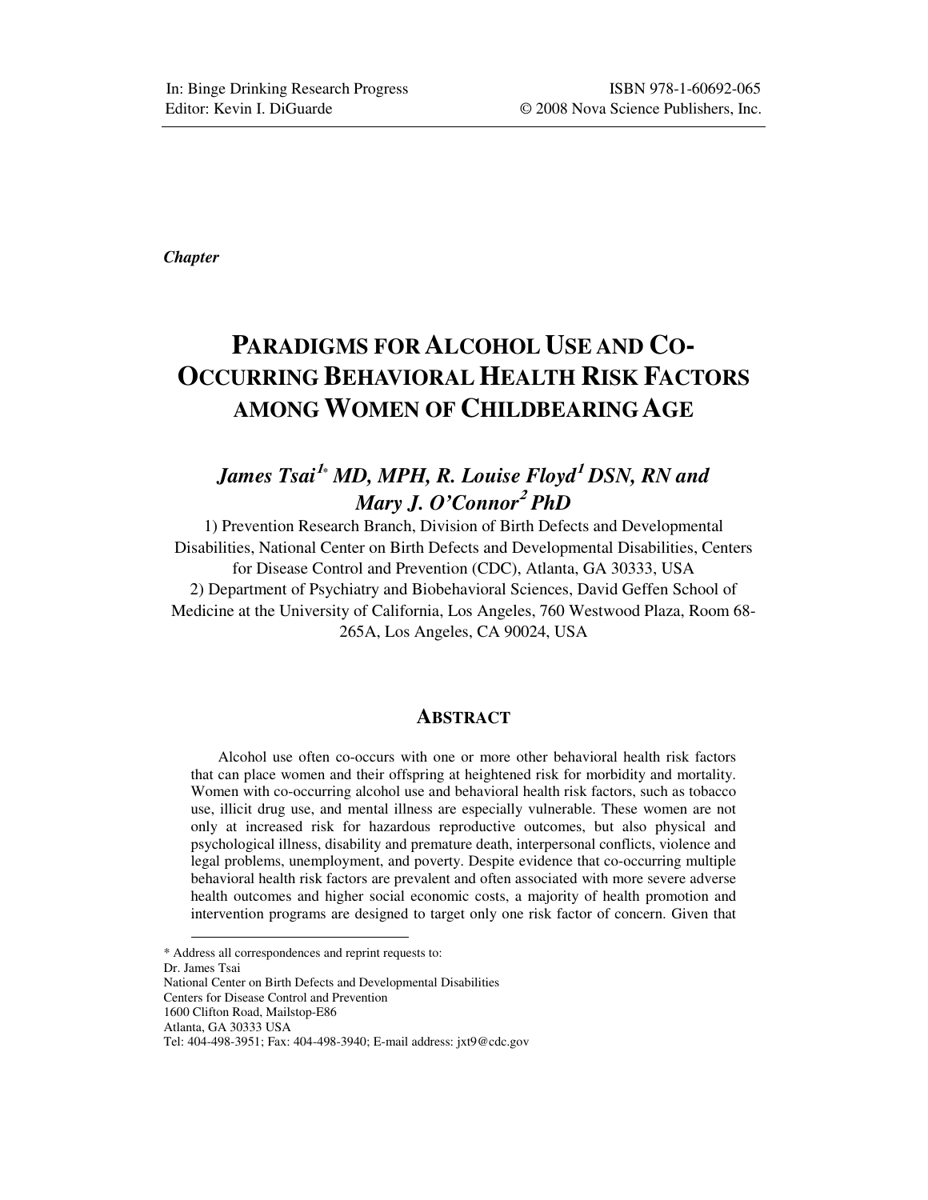In: Binge Drinking Research Progress
Editor: Kevin I. DiGuarde

ISBN 978-1-60692-065
© 2008 Nova Science Publishers, Inc.

*Chapter*

# PARADIGMS FOR ALCOHOL USE AND CO-OCCURRING BEHAVIORAL HEALTH RISK FACTORS AMONG WOMEN OF CHILDBEARING AGE

***James Tsai[1*] MD, MPH, R. Louise Floyd[1] DSN, RN and Mary J. O'Connor[2] PhD***

1) Prevention Research Branch, Division of Birth Defects and Developmental Disabilities, National Center on Birth Defects and Developmental Disabilities, Centers for Disease Control and Prevention (CDC), Atlanta, GA 30333, USA

2) Department of Psychiatry and Biobehavioral Sciences, David Geffen School of Medicine at the University of California, Los Angeles, 760 Westwood Plaza, Room 68-265A, Los Angeles, CA 90024, USA

## ABSTRACT

Alcohol use often co-occurs with one or more other behavioral health risk factors that can place women and their offspring at heightened risk for morbidity and mortality. Women with co-occurring alcohol use and behavioral health risk factors, such as tobacco use, illicit drug use, and mental illness are especially vulnerable. These women are not only at increased risk for hazardous reproductive outcomes, but also physical and psychological illness, disability and premature death, interpersonal conflicts, violence and legal problems, unemployment, and poverty. Despite evidence that co-occurring multiple behavioral health risk factors are prevalent and often associated with more severe adverse health outcomes and higher social economic costs, a majority of health promotion and intervention programs are designed to target only one risk factor of concern. Given that

---

\* Address all correspondences and reprint requests to:
Dr. James Tsai
National Center on Birth Defects and Developmental Disabilities
Centers for Disease Control and Prevention
1600 Clifton Road, Mailstop-E86
Atlanta, GA 30333 USA
Tel: 404-498-3951; Fax: 404-498-3940; E-mail address: jxt9@cdc.gov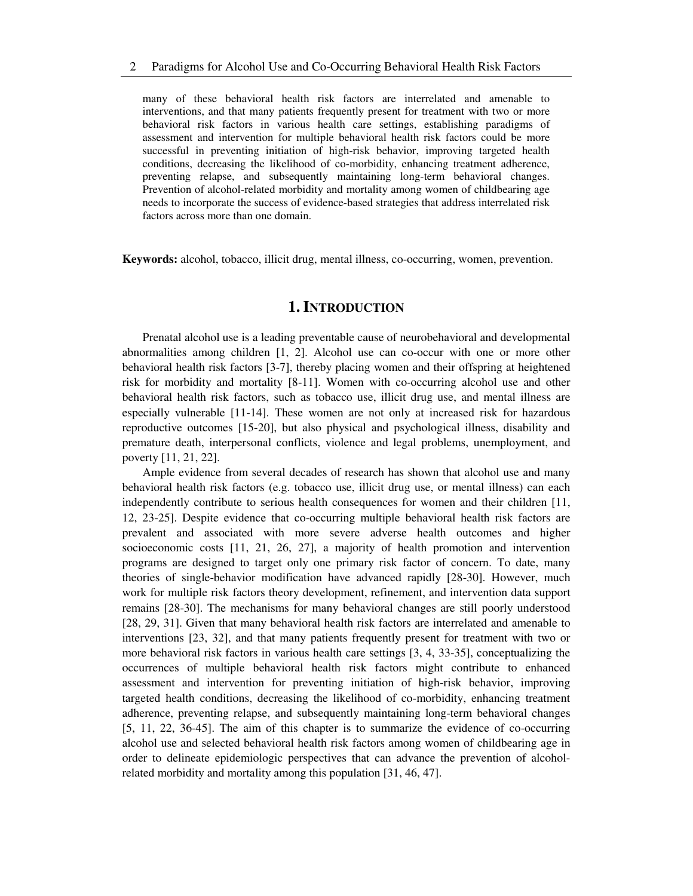many of these behavioral health risk factors are interrelated and amenable to interventions, and that many patients frequently present for treatment with two or more behavioral risk factors in various health care settings, establishing paradigms of assessment and intervention for multiple behavioral health risk factors could be more successful in preventing initiation of high-risk behavior, improving targeted health conditions, decreasing the likelihood of co-morbidity, enhancing treatment adherence, preventing relapse, and subsequently maintaining long-term behavioral changes. Prevention of alcohol-related morbidity and mortality among women of childbearing age needs to incorporate the success of evidence-based strategies that address interrelated risk factors across more than one domain.

**Keywords:** alcohol, tobacco, illicit drug, mental illness, co-occurring, women, prevention.

## 1. Introduction

Prenatal alcohol use is a leading preventable cause of neurobehavioral and developmental abnormalities among children [1, 2]. Alcohol use can co-occur with one or more other behavioral health risk factors [3-7], thereby placing women and their offspring at heightened risk for morbidity and mortality [8-11]. Women with co-occurring alcohol use and other behavioral health risk factors, such as tobacco use, illicit drug use, and mental illness are especially vulnerable [11-14]. These women are not only at increased risk for hazardous reproductive outcomes [15-20], but also physical and psychological illness, disability and premature death, interpersonal conflicts, violence and legal problems, unemployment, and poverty [11, 21, 22].

Ample evidence from several decades of research has shown that alcohol use and many behavioral health risk factors (e.g. tobacco use, illicit drug use, or mental illness) can each independently contribute to serious health consequences for women and their children [11, 12, 23-25]. Despite evidence that co-occurring multiple behavioral health risk factors are prevalent and associated with more severe adverse health outcomes and higher socioeconomic costs [11, 21, 26, 27], a majority of health promotion and intervention programs are designed to target only one primary risk factor of concern. To date, many theories of single-behavior modification have advanced rapidly [28-30]. However, much work for multiple risk factors theory development, refinement, and intervention data support remains [28-30]. The mechanisms for many behavioral changes are still poorly understood [28, 29, 31]. Given that many behavioral health risk factors are interrelated and amenable to interventions [23, 32], and that many patients frequently present for treatment with two or more behavioral risk factors in various health care settings [3, 4, 33-35], conceptualizing the occurrences of multiple behavioral health risk factors might contribute to enhanced assessment and intervention for preventing initiation of high-risk behavior, improving targeted health conditions, decreasing the likelihood of co-morbidity, enhancing treatment adherence, preventing relapse, and subsequently maintaining long-term behavioral changes [5, 11, 22, 36-45]. The aim of this chapter is to summarize the evidence of co-occurring alcohol use and selected behavioral health risk factors among women of childbearing age in order to delineate epidemiologic perspectives that can advance the prevention of alcohol-related morbidity and mortality among this population [31, 46, 47].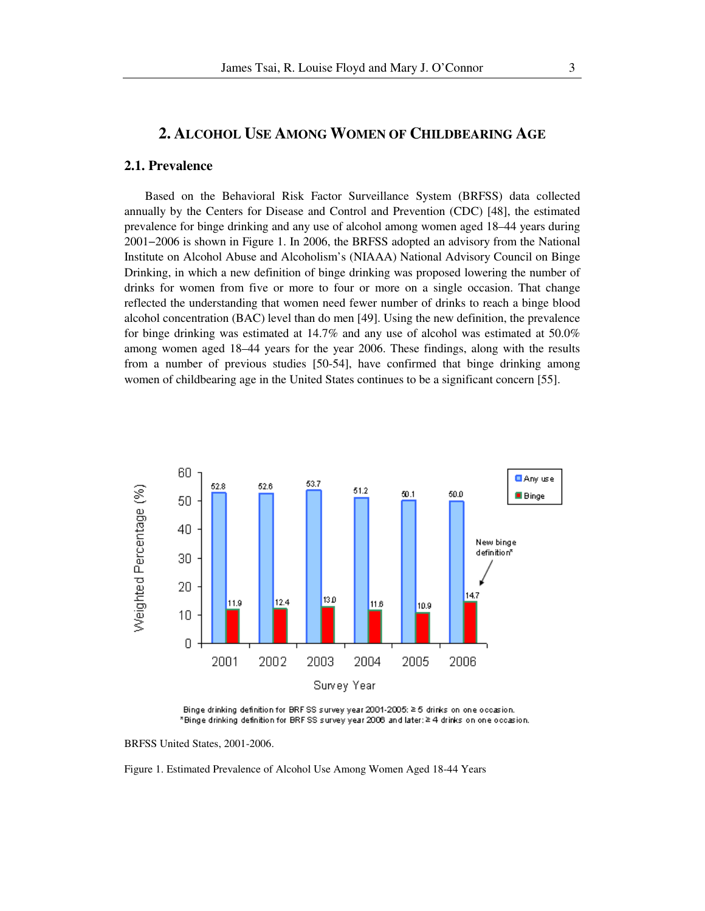## 2. Alcohol Use Among Women of Childbearing Age

### 2.1. Prevalence

Based on the Behavioral Risk Factor Surveillance System (BRFSS) data collected annually by the Centers for Disease and Control and Prevention (CDC) [48], the estimated prevalence for binge drinking and any use of alcohol among women aged 18–44 years during 2001–2006 is shown in Figure 1. In 2006, the BRFSS adopted an advisory from the National Institute on Alcohol Abuse and Alcoholism's (NIAAA) National Advisory Council on Binge Drinking, in which a new definition of binge drinking was proposed lowering the number of drinks for women from five or more to four or more on a single occasion. That change reflected the understanding that women need fewer number of drinks to reach a binge blood alcohol concentration (BAC) level than do men [49]. Using the new definition, the prevalence for binge drinking was estimated at 14.7% and any use of alcohol was estimated at 50.0% among women aged 18–44 years for the year 2006. These findings, along with the results from a number of previous studies [50-54], have confirmed that binge drinking among women of childbearing age in the United States continues to be a significant concern [55].

Weighted Percentage (%)

60
50
40
30
20
10
0

52.8
11.9
52.6
12.4
53.7
13.0
51.2
11.6
50.1
10.9
50.0
14.7

2001
2002
2003
2004
2005
2006

Survey Year

Any use
Binge

New binge definition*

Binge drinking definition for BRFSS survey year 2001-2005: ≥ 5 drinks on one occasion.
*Binge drinking definition for BRFSS survey year 2006 and later: ≥ 4 drinks on one occasion.

BRFSS United States, 2001-2006.

Figure 1. Estimated Prevalence of Alcohol Use Among Women Aged 18-44 Years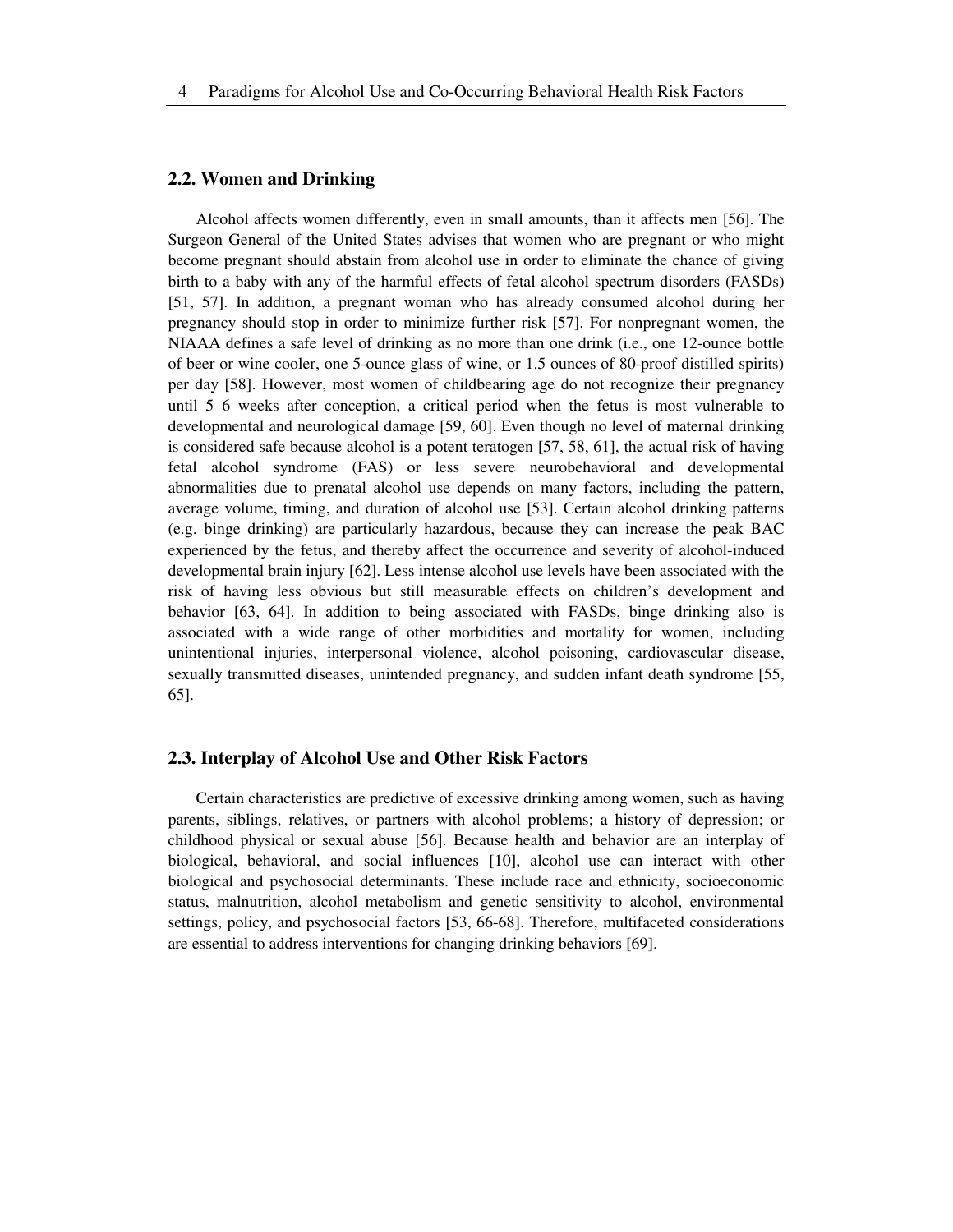## 2.2. Women and Drinking

Alcohol affects women differently, even in small amounts, than it affects men [56]. The Surgeon General of the United States advises that women who are pregnant or who might become pregnant should abstain from alcohol use in order to eliminate the chance of giving birth to a baby with any of the harmful effects of fetal alcohol spectrum disorders (FASDs) [51, 57]. In addition, a pregnant woman who has already consumed alcohol during her pregnancy should stop in order to minimize further risk [57]. For nonpregnant women, the NIAAA defines a safe level of drinking as no more than one drink (i.e., one 12-ounce bottle of beer or wine cooler, one 5-ounce glass of wine, or 1.5 ounces of 80-proof distilled spirits) per day [58]. However, most women of childbearing age do not recognize their pregnancy until 5–6 weeks after conception, a critical period when the fetus is most vulnerable to developmental and neurological damage [59, 60]. Even though no level of maternal drinking is considered safe because alcohol is a potent teratogen [57, 58, 61], the actual risk of having fetal alcohol syndrome (FAS) or less severe neurobehavioral and developmental abnormalities due to prenatal alcohol use depends on many factors, including the pattern, average volume, timing, and duration of alcohol use [53]. Certain alcohol drinking patterns (e.g. binge drinking) are particularly hazardous, because they can increase the peak BAC experienced by the fetus, and thereby affect the occurrence and severity of alcohol-induced developmental brain injury [62]. Less intense alcohol use levels have been associated with the risk of having less obvious but still measurable effects on children's development and behavior [63, 64]. In addition to being associated with FASDs, binge drinking also is associated with a wide range of other morbidities and mortality for women, including unintentional injuries, interpersonal violence, alcohol poisoning, cardiovascular disease, sexually transmitted diseases, unintended pregnancy, and sudden infant death syndrome [55, 65].

## 2.3. Interplay of Alcohol Use and Other Risk Factors

Certain characteristics are predictive of excessive drinking among women, such as having parents, siblings, relatives, or partners with alcohol problems; a history of depression; or childhood physical or sexual abuse [56]. Because health and behavior are an interplay of biological, behavioral, and social influences [10], alcohol use can interact with other biological and psychosocial determinants. These include race and ethnicity, socioeconomic status, malnutrition, alcohol metabolism and genetic sensitivity to alcohol, environmental settings, policy, and psychosocial factors [53, 66-68]. Therefore, multifaceted considerations are essential to address interventions for changing drinking behaviors [69].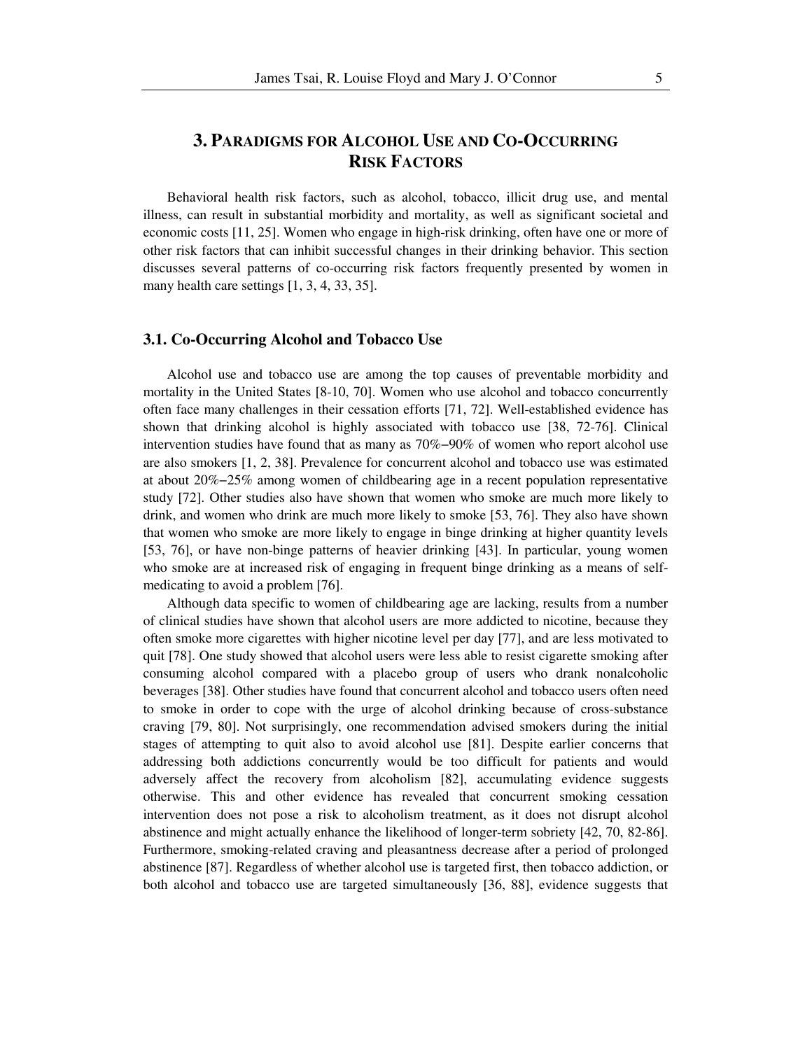## 3. Paradigms for Alcohol Use and Co-Occurring Risk Factors

Behavioral health risk factors, such as alcohol, tobacco, illicit drug use, and mental illness, can result in substantial morbidity and mortality, as well as significant societal and economic costs [11, 25]. Women who engage in high-risk drinking, often have one or more of other risk factors that can inhibit successful changes in their drinking behavior. This section discusses several patterns of co-occurring risk factors frequently presented by women in many health care settings [1, 3, 4, 33, 35].

### 3.1. Co-Occurring Alcohol and Tobacco Use

Alcohol use and tobacco use are among the top causes of preventable morbidity and mortality in the United States [8-10, 70]. Women who use alcohol and tobacco concurrently often face many challenges in their cessation efforts [71, 72]. Well-established evidence has shown that drinking alcohol is highly associated with tobacco use [38, 72-76]. Clinical intervention studies have found that as many as 70%−90% of women who report alcohol use are also smokers [1, 2, 38]. Prevalence for concurrent alcohol and tobacco use was estimated at about 20%−25% among women of childbearing age in a recent population representative study [72]. Other studies also have shown that women who smoke are much more likely to drink, and women who drink are much more likely to smoke [53, 76]. They also have shown that women who smoke are more likely to engage in binge drinking at higher quantity levels [53, 76], or have non-binge patterns of heavier drinking [43]. In particular, young women who smoke are at increased risk of engaging in frequent binge drinking as a means of self-medicating to avoid a problem [76].

Although data specific to women of childbearing age are lacking, results from a number of clinical studies have shown that alcohol users are more addicted to nicotine, because they often smoke more cigarettes with higher nicotine level per day [77], and are less motivated to quit [78]. One study showed that alcohol users were less able to resist cigarette smoking after consuming alcohol compared with a placebo group of users who drank nonalcoholic beverages [38]. Other studies have found that concurrent alcohol and tobacco users often need to smoke in order to cope with the urge of alcohol drinking because of cross-substance craving [79, 80]. Not surprisingly, one recommendation advised smokers during the initial stages of attempting to quit also to avoid alcohol use [81]. Despite earlier concerns that addressing both addictions concurrently would be too difficult for patients and would adversely affect the recovery from alcoholism [82], accumulating evidence suggests otherwise. This and other evidence has revealed that concurrent smoking cessation intervention does not pose a risk to alcoholism treatment, as it does not disrupt alcohol abstinence and might actually enhance the likelihood of longer-term sobriety [42, 70, 82-86]. Furthermore, smoking-related craving and pleasantness decrease after a period of prolonged abstinence [87]. Regardless of whether alcohol use is targeted first, then tobacco addiction, or both alcohol and tobacco use are targeted simultaneously [36, 88], evidence suggests that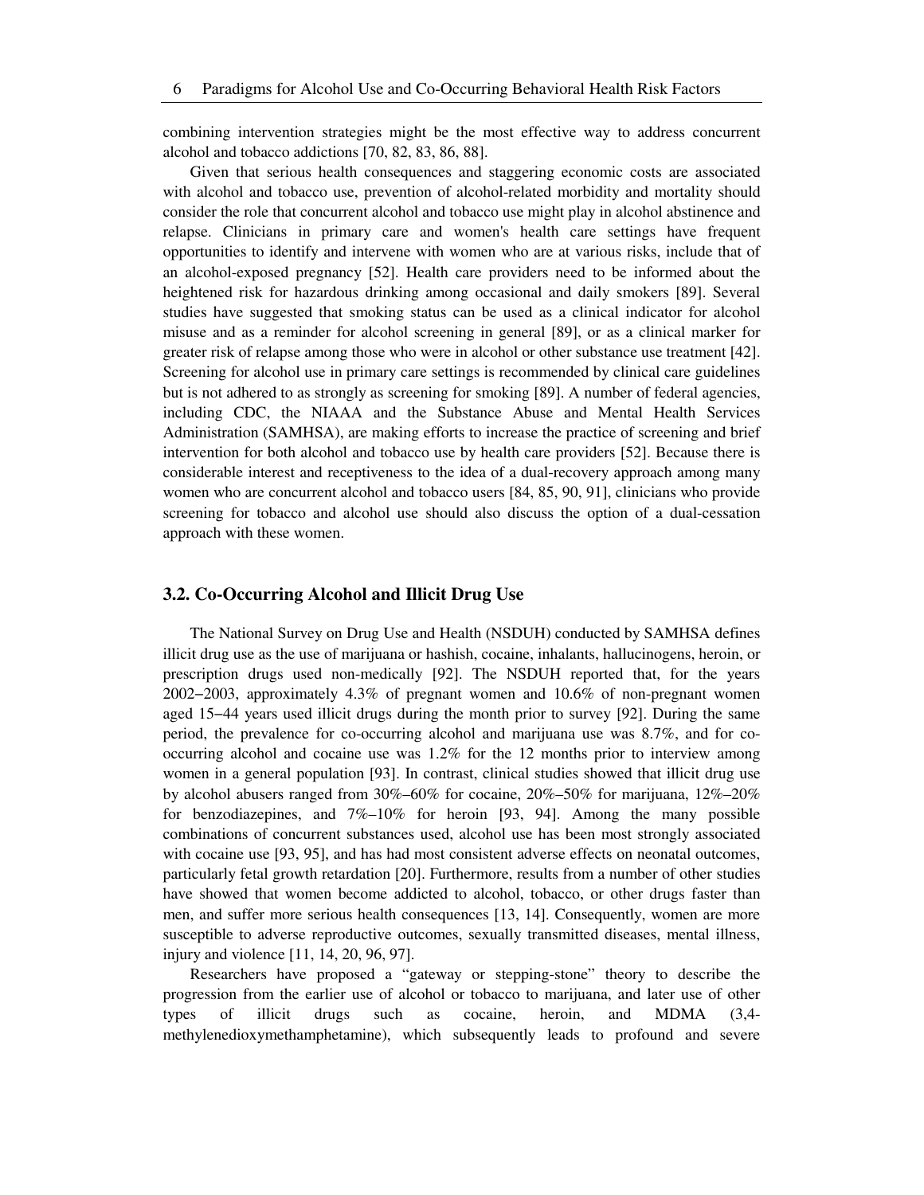combining intervention strategies might be the most effective way to address concurrent alcohol and tobacco addictions [70, 82, 83, 86, 88].

Given that serious health consequences and staggering economic costs are associated with alcohol and tobacco use, prevention of alcohol-related morbidity and mortality should consider the role that concurrent alcohol and tobacco use might play in alcohol abstinence and relapse. Clinicians in primary care and women's health care settings have frequent opportunities to identify and intervene with women who are at various risks, include that of an alcohol-exposed pregnancy [52]. Health care providers need to be informed about the heightened risk for hazardous drinking among occasional and daily smokers [89]. Several studies have suggested that smoking status can be used as a clinical indicator for alcohol misuse and as a reminder for alcohol screening in general [89], or as a clinical marker for greater risk of relapse among those who were in alcohol or other substance use treatment [42]. Screening for alcohol use in primary care settings is recommended by clinical care guidelines but is not adhered to as strongly as screening for smoking [89]. A number of federal agencies, including CDC, the NIAAA and the Substance Abuse and Mental Health Services Administration (SAMHSA), are making efforts to increase the practice of screening and brief intervention for both alcohol and tobacco use by health care providers [52]. Because there is considerable interest and receptiveness to the idea of a dual-recovery approach among many women who are concurrent alcohol and tobacco users [84, 85, 90, 91], clinicians who provide screening for tobacco and alcohol use should also discuss the option of a dual-cessation approach with these women.

### 3.2. Co-Occurring Alcohol and Illicit Drug Use

The National Survey on Drug Use and Health (NSDUH) conducted by SAMHSA defines illicit drug use as the use of marijuana or hashish, cocaine, inhalants, hallucinogens, heroin, or prescription drugs used non-medically [92]. The NSDUH reported that, for the years 2002–2003, approximately 4.3% of pregnant women and 10.6% of non-pregnant women aged 15–44 years used illicit drugs during the month prior to survey [92]. During the same period, the prevalence for co-occurring alcohol and marijuana use was 8.7%, and for co-occurring alcohol and cocaine use was 1.2% for the 12 months prior to interview among women in a general population [93]. In contrast, clinical studies showed that illicit drug use by alcohol abusers ranged from 30%–60% for cocaine, 20%–50% for marijuana, 12%–20% for benzodiazepines, and 7%–10% for heroin [93, 94]. Among the many possible combinations of concurrent substances used, alcohol use has been most strongly associated with cocaine use [93, 95], and has had most consistent adverse effects on neonatal outcomes, particularly fetal growth retardation [20]. Furthermore, results from a number of other studies have showed that women become addicted to alcohol, tobacco, or other drugs faster than men, and suffer more serious health consequences [13, 14]. Consequently, women are more susceptible to adverse reproductive outcomes, sexually transmitted diseases, mental illness, injury and violence [11, 14, 20, 96, 97].

Researchers have proposed a "gateway or stepping-stone" theory to describe the progression from the earlier use of alcohol or tobacco to marijuana, and later use of other types of illicit drugs such as cocaine, heroin, and MDMA (3,4-methylenedioxymethamphetamine), which subsequently leads to profound and severe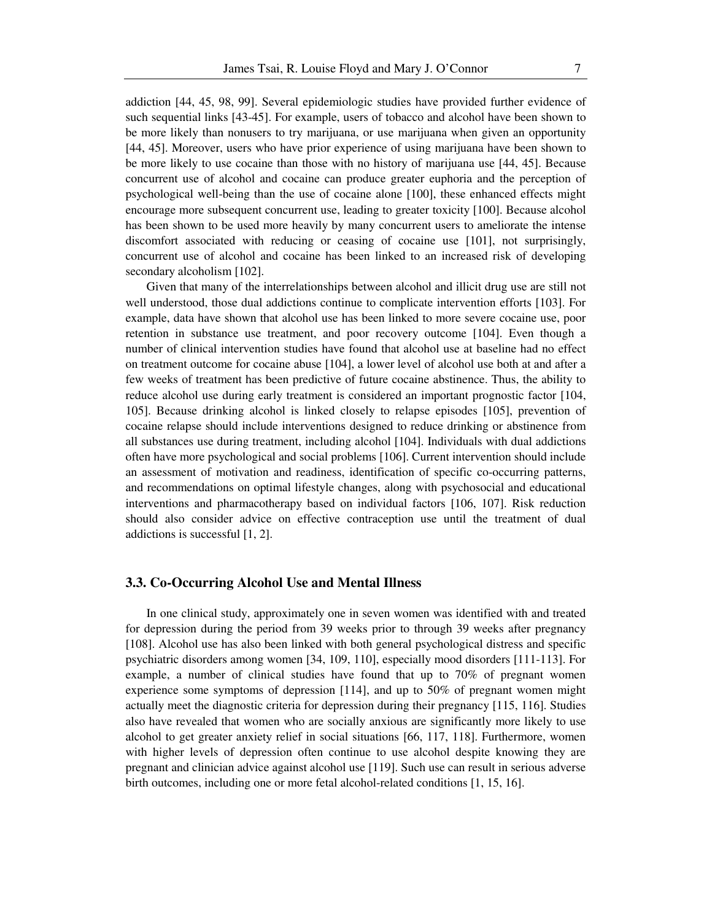addiction [44, 45, 98, 99]. Several epidemiologic studies have provided further evidence of such sequential links [43-45]. For example, users of tobacco and alcohol have been shown to be more likely than nonusers to try marijuana, or use marijuana when given an opportunity [44, 45]. Moreover, users who have prior experience of using marijuana have been shown to be more likely to use cocaine than those with no history of marijuana use [44, 45]. Because concurrent use of alcohol and cocaine can produce greater euphoria and the perception of psychological well-being than the use of cocaine alone [100], these enhanced effects might encourage more subsequent concurrent use, leading to greater toxicity [100]. Because alcohol has been shown to be used more heavily by many concurrent users to ameliorate the intense discomfort associated with reducing or ceasing of cocaine use [101], not surprisingly, concurrent use of alcohol and cocaine has been linked to an increased risk of developing secondary alcoholism [102].

Given that many of the interrelationships between alcohol and illicit drug use are still not well understood, those dual addictions continue to complicate intervention efforts [103]. For example, data have shown that alcohol use has been linked to more severe cocaine use, poor retention in substance use treatment, and poor recovery outcome [104]. Even though a number of clinical intervention studies have found that alcohol use at baseline had no effect on treatment outcome for cocaine abuse [104], a lower level of alcohol use both at and after a few weeks of treatment has been predictive of future cocaine abstinence. Thus, the ability to reduce alcohol use during early treatment is considered an important prognostic factor [104, 105]. Because drinking alcohol is linked closely to relapse episodes [105], prevention of cocaine relapse should include interventions designed to reduce drinking or abstinence from all substances use during treatment, including alcohol [104]. Individuals with dual addictions often have more psychological and social problems [106]. Current intervention should include an assessment of motivation and readiness, identification of specific co-occurring patterns, and recommendations on optimal lifestyle changes, along with psychosocial and educational interventions and pharmacotherapy based on individual factors [106, 107]. Risk reduction should also consider advice on effective contraception use until the treatment of dual addictions is successful [1, 2].

### 3.3. Co-Occurring Alcohol Use and Mental Illness

In one clinical study, approximately one in seven women was identified with and treated for depression during the period from 39 weeks prior to through 39 weeks after pregnancy [108]. Alcohol use has also been linked with both general psychological distress and specific psychiatric disorders among women [34, 109, 110], especially mood disorders [111-113]. For example, a number of clinical studies have found that up to 70% of pregnant women experience some symptoms of depression [114], and up to 50% of pregnant women might actually meet the diagnostic criteria for depression during their pregnancy [115, 116]. Studies also have revealed that women who are socially anxious are significantly more likely to use alcohol to get greater anxiety relief in social situations [66, 117, 118]. Furthermore, women with higher levels of depression often continue to use alcohol despite knowing they are pregnant and clinician advice against alcohol use [119]. Such use can result in serious adverse birth outcomes, including one or more fetal alcohol-related conditions [1, 15, 16].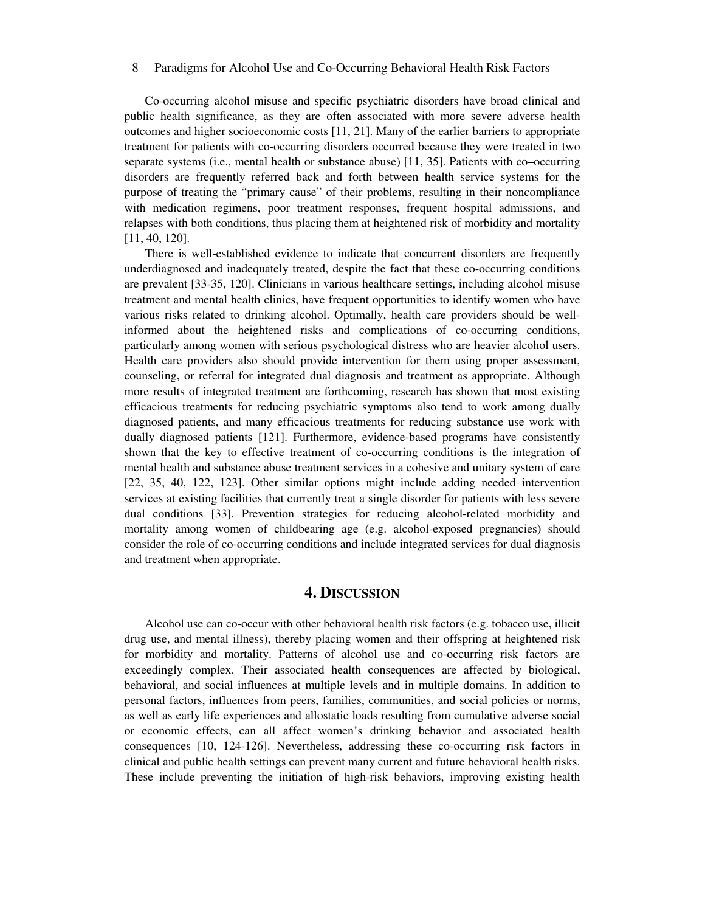Co-occurring alcohol misuse and specific psychiatric disorders have broad clinical and public health significance, as they are often associated with more severe adverse health outcomes and higher socioeconomic costs [11, 21]. Many of the earlier barriers to appropriate treatment for patients with co-occurring disorders occurred because they were treated in two separate systems (i.e., mental health or substance abuse) [11, 35]. Patients with co–occurring disorders are frequently referred back and forth between health service systems for the purpose of treating the "primary cause" of their problems, resulting in their noncompliance with medication regimens, poor treatment responses, frequent hospital admissions, and relapses with both conditions, thus placing them at heightened risk of morbidity and mortality [11, 40, 120].

There is well-established evidence to indicate that concurrent disorders are frequently underdiagnosed and inadequately treated, despite the fact that these co-occurring conditions are prevalent [33-35, 120]. Clinicians in various healthcare settings, including alcohol misuse treatment and mental health clinics, have frequent opportunities to identify women who have various risks related to drinking alcohol. Optimally, health care providers should be well-informed about the heightened risks and complications of co-occurring conditions, particularly among women with serious psychological distress who are heavier alcohol users. Health care providers also should provide intervention for them using proper assessment, counseling, or referral for integrated dual diagnosis and treatment as appropriate. Although more results of integrated treatment are forthcoming, research has shown that most existing efficacious treatments for reducing psychiatric symptoms also tend to work among dually diagnosed patients, and many efficacious treatments for reducing substance use work with dually diagnosed patients [121]. Furthermore, evidence-based programs have consistently shown that the key to effective treatment of co-occurring conditions is the integration of mental health and substance abuse treatment services in a cohesive and unitary system of care [22, 35, 40, 122, 123]. Other similar options might include adding needed intervention services at existing facilities that currently treat a single disorder for patients with less severe dual conditions [33]. Prevention strategies for reducing alcohol-related morbidity and mortality among women of childbearing age (e.g. alcohol-exposed pregnancies) should consider the role of co-occurring conditions and include integrated services for dual diagnosis and treatment when appropriate.

## 4. DISCUSSION

Alcohol use can co-occur with other behavioral health risk factors (e.g. tobacco use, illicit drug use, and mental illness), thereby placing women and their offspring at heightened risk for morbidity and mortality. Patterns of alcohol use and co-occurring risk factors are exceedingly complex. Their associated health consequences are affected by biological, behavioral, and social influences at multiple levels and in multiple domains. In addition to personal factors, influences from peers, families, communities, and social policies or norms, as well as early life experiences and allostatic loads resulting from cumulative adverse social or economic effects, can all affect women's drinking behavior and associated health consequences [10, 124-126]. Nevertheless, addressing these co-occurring risk factors in clinical and public health settings can prevent many current and future behavioral health risks. These include preventing the initiation of high-risk behaviors, improving existing health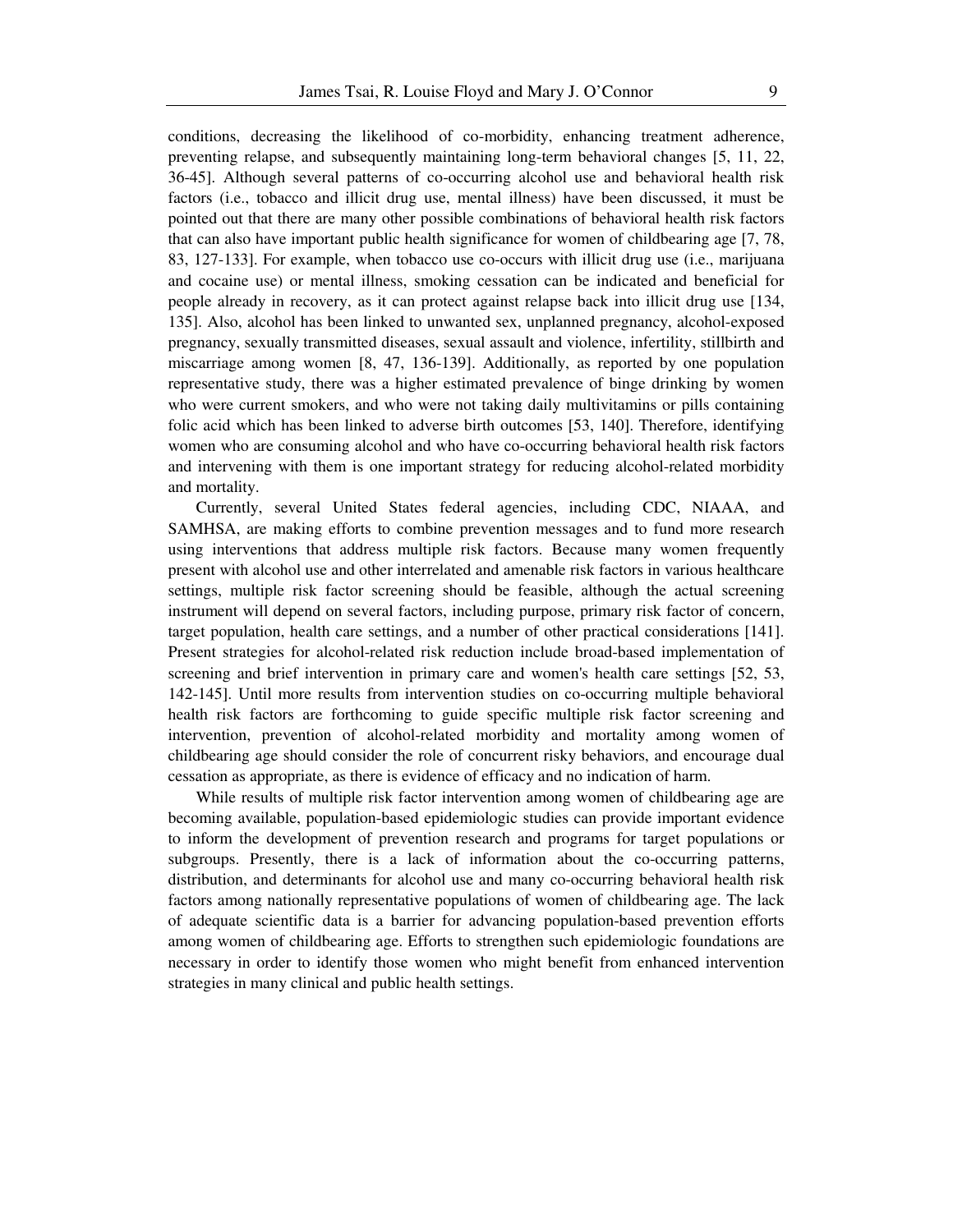conditions, decreasing the likelihood of co-morbidity, enhancing treatment adherence, preventing relapse, and subsequently maintaining long-term behavioral changes [5, 11, 22, 36-45]. Although several patterns of co-occurring alcohol use and behavioral health risk factors (i.e., tobacco and illicit drug use, mental illness) have been discussed, it must be pointed out that there are many other possible combinations of behavioral health risk factors that can also have important public health significance for women of childbearing age [7, 78, 83, 127-133]. For example, when tobacco use co-occurs with illicit drug use (i.e., marijuana and cocaine use) or mental illness, smoking cessation can be indicated and beneficial for people already in recovery, as it can protect against relapse back into illicit drug use [134, 135]. Also, alcohol has been linked to unwanted sex, unplanned pregnancy, alcohol-exposed pregnancy, sexually transmitted diseases, sexual assault and violence, infertility, stillbirth and miscarriage among women [8, 47, 136-139]. Additionally, as reported by one population representative study, there was a higher estimated prevalence of binge drinking by women who were current smokers, and who were not taking daily multivitamins or pills containing folic acid which has been linked to adverse birth outcomes [53, 140]. Therefore, identifying women who are consuming alcohol and who have co-occurring behavioral health risk factors and intervening with them is one important strategy for reducing alcohol-related morbidity and mortality.

Currently, several United States federal agencies, including CDC, NIAAA, and SAMHSA, are making efforts to combine prevention messages and to fund more research using interventions that address multiple risk factors. Because many women frequently present with alcohol use and other interrelated and amenable risk factors in various healthcare settings, multiple risk factor screening should be feasible, although the actual screening instrument will depend on several factors, including purpose, primary risk factor of concern, target population, health care settings, and a number of other practical considerations [141]. Present strategies for alcohol-related risk reduction include broad-based implementation of screening and brief intervention in primary care and women's health care settings [52, 53, 142-145]. Until more results from intervention studies on co-occurring multiple behavioral health risk factors are forthcoming to guide specific multiple risk factor screening and intervention, prevention of alcohol-related morbidity and mortality among women of childbearing age should consider the role of concurrent risky behaviors, and encourage dual cessation as appropriate, as there is evidence of efficacy and no indication of harm.

While results of multiple risk factor intervention among women of childbearing age are becoming available, population-based epidemiologic studies can provide important evidence to inform the development of prevention research and programs for target populations or subgroups. Presently, there is a lack of information about the co-occurring patterns, distribution, and determinants for alcohol use and many co-occurring behavioral health risk factors among nationally representative populations of women of childbearing age. The lack of adequate scientific data is a barrier for advancing population-based prevention efforts among women of childbearing age. Efforts to strengthen such epidemiologic foundations are necessary in order to identify those women who might benefit from enhanced intervention strategies in many clinical and public health settings.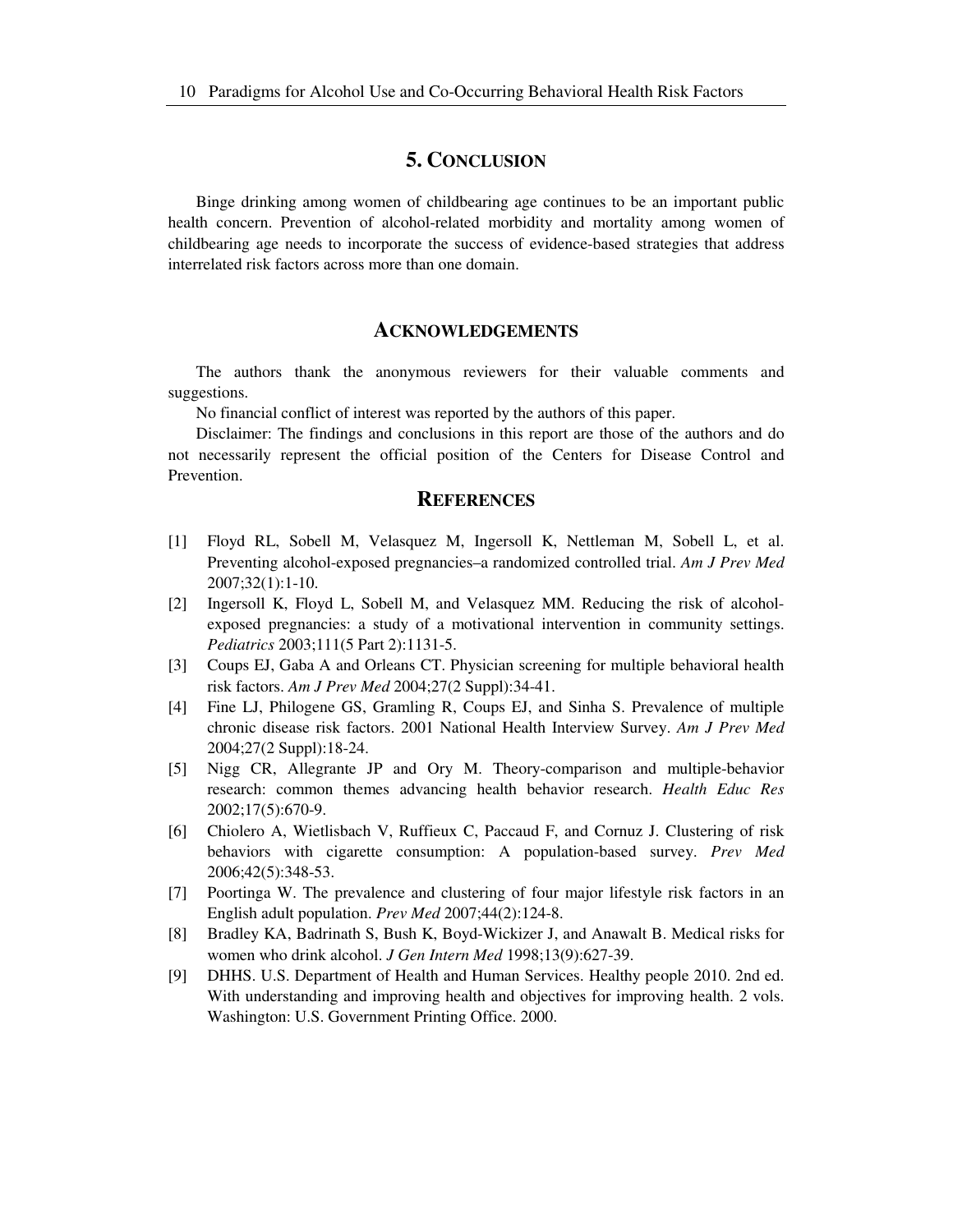## 5. Conclusion

Binge drinking among women of childbearing age continues to be an important public health concern. Prevention of alcohol-related morbidity and mortality among women of childbearing age needs to incorporate the success of evidence-based strategies that address interrelated risk factors across more than one domain.

## Acknowledgements

The authors thank the anonymous reviewers for their valuable comments and suggestions.

No financial conflict of interest was reported by the authors of this paper.

Disclaimer: The findings and conclusions in this report are those of the authors and do not necessarily represent the official position of the Centers for Disease Control and Prevention.

## References

[1] Floyd RL, Sobell M, Velasquez M, Ingersoll K, Nettleman M, Sobell L, et al. Preventing alcohol-exposed pregnancies–a randomized controlled trial. *Am J Prev Med* 2007;32(1):1-10.

[2] Ingersoll K, Floyd L, Sobell M, and Velasquez MM. Reducing the risk of alcohol-exposed pregnancies: a study of a motivational intervention in community settings. *Pediatrics* 2003;111(5 Part 2):1131-5.

[3] Coups EJ, Gaba A and Orleans CT. Physician screening for multiple behavioral health risk factors. *Am J Prev Med* 2004;27(2 Suppl):34-41.

[4] Fine LJ, Philogene GS, Gramling R, Coups EJ, and Sinha S. Prevalence of multiple chronic disease risk factors. 2001 National Health Interview Survey. *Am J Prev Med* 2004;27(2 Suppl):18-24.

[5] Nigg CR, Allegrante JP and Ory M. Theory-comparison and multiple-behavior research: common themes advancing health behavior research. *Health Educ Res* 2002;17(5):670-9.

[6] Chiolero A, Wietlisbach V, Ruffieux C, Paccaud F, and Cornuz J. Clustering of risk behaviors with cigarette consumption: A population-based survey. *Prev Med* 2006;42(5):348-53.

[7] Poortinga W. The prevalence and clustering of four major lifestyle risk factors in an English adult population. *Prev Med* 2007;44(2):124-8.

[8] Bradley KA, Badrinath S, Bush K, Boyd-Wickizer J, and Anawalt B. Medical risks for women who drink alcohol. *J Gen Intern Med* 1998;13(9):627-39.

[9] DHHS. U.S. Department of Health and Human Services. Healthy people 2010. 2nd ed. With understanding and improving health and objectives for improving health. 2 vols. Washington: U.S. Government Printing Office. 2000.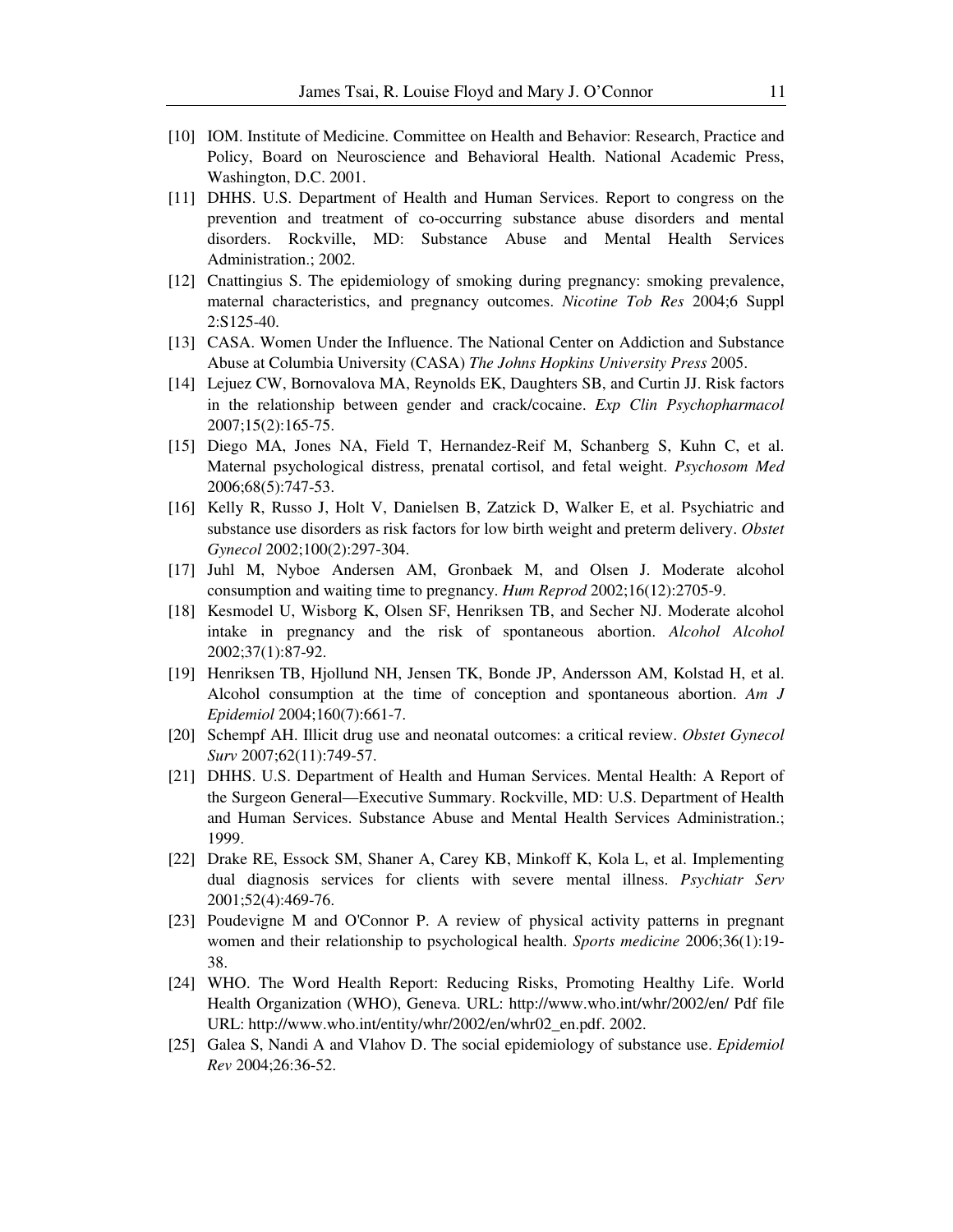[10] IOM. Institute of Medicine. Committee on Health and Behavior: Research, Practice and Policy, Board on Neuroscience and Behavioral Health. National Academic Press, Washington, D.C. 2001.

[11] DHHS. U.S. Department of Health and Human Services. Report to congress on the prevention and treatment of co-occurring substance abuse disorders and mental disorders. Rockville, MD: Substance Abuse and Mental Health Services Administration.; 2002.

[12] Cnattingius S. The epidemiology of smoking during pregnancy: smoking prevalence, maternal characteristics, and pregnancy outcomes. *Nicotine Tob Res* 2004;6 Suppl 2:S125-40.

[13] CASA. Women Under the Influence. The National Center on Addiction and Substance Abuse at Columbia University (CASA) *The Johns Hopkins University Press* 2005.

[14] Lejuez CW, Bornovalova MA, Reynolds EK, Daughters SB, and Curtin JJ. Risk factors in the relationship between gender and crack/cocaine. *Exp Clin Psychopharmacol* 2007;15(2):165-75.

[15] Diego MA, Jones NA, Field T, Hernandez-Reif M, Schanberg S, Kuhn C, et al. Maternal psychological distress, prenatal cortisol, and fetal weight. *Psychosom Med* 2006;68(5):747-53.

[16] Kelly R, Russo J, Holt V, Danielsen B, Zatzick D, Walker E, et al. Psychiatric and substance use disorders as risk factors for low birth weight and preterm delivery. *Obstet Gynecol* 2002;100(2):297-304.

[17] Juhl M, Nyboe Andersen AM, Gronbaek M, and Olsen J. Moderate alcohol consumption and waiting time to pregnancy. *Hum Reprod* 2002;16(12):2705-9.

[18] Kesmodel U, Wisborg K, Olsen SF, Henriksen TB, and Secher NJ. Moderate alcohol intake in pregnancy and the risk of spontaneous abortion. *Alcohol Alcohol* 2002;37(1):87-92.

[19] Henriksen TB, Hjollund NH, Jensen TK, Bonde JP, Andersson AM, Kolstad H, et al. Alcohol consumption at the time of conception and spontaneous abortion. *Am J Epidemiol* 2004;160(7):661-7.

[20] Schempf AH. Illicit drug use and neonatal outcomes: a critical review. *Obstet Gynecol Surv* 2007;62(11):749-57.

[21] DHHS. U.S. Department of Health and Human Services. Mental Health: A Report of the Surgeon General—Executive Summary. Rockville, MD: U.S. Department of Health and Human Services. Substance Abuse and Mental Health Services Administration.; 1999.

[22] Drake RE, Essock SM, Shaner A, Carey KB, Minkoff K, Kola L, et al. Implementing dual diagnosis services for clients with severe mental illness. *Psychiatr Serv* 2001;52(4):469-76.

[23] Poudevigne M and O'Connor P. A review of physical activity patterns in pregnant women and their relationship to psychological health. *Sports medicine* 2006;36(1):19-38.

[24] WHO. The Word Health Report: Reducing Risks, Promoting Healthy Life. World Health Organization (WHO), Geneva. URL: http://www.who.int/whr/2002/en/ Pdf file URL: http://www.who.int/entity/whr/2002/en/whr02_en.pdf. 2002.

[25] Galea S, Nandi A and Vlahov D. The social epidemiology of substance use. *Epidemiol Rev* 2004;26:36-52.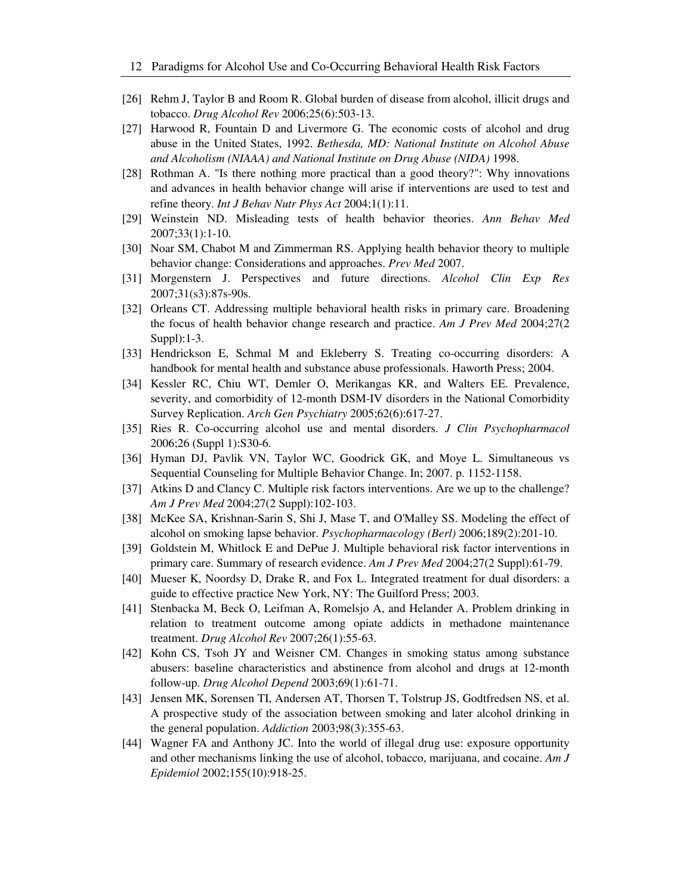[26] Rehm J, Taylor B and Room R. Global burden of disease from alcohol, illicit drugs and tobacco. *Drug Alcohol Rev* 2006;25(6):503-13.

[27] Harwood R, Fountain D and Livermore G. The economic costs of alcohol and drug abuse in the United States, 1992. *Bethesda, MD: National Institute on Alcohol Abuse and Alcoholism (NIAAA) and National Institute on Drug Abuse (NIDA)* 1998.

[28] Rothman A. "Is there nothing more practical than a good theory?": Why innovations and advances in health behavior change will arise if interventions are used to test and refine theory. *Int J Behav Nutr Phys Act* 2004;1(1):11.

[29] Weinstein ND. Misleading tests of health behavior theories. *Ann Behav Med* 2007;33(1):1-10.

[30] Noar SM, Chabot M and Zimmerman RS. Applying health behavior theory to multiple behavior change: Considerations and approaches. *Prev Med* 2007.

[31] Morgenstern J. Perspectives and future directions. *Alcohol Clin Exp Res* 2007;31(s3):87s-90s.

[32] Orleans CT. Addressing multiple behavioral health risks in primary care. Broadening the focus of health behavior change research and practice. *Am J Prev Med* 2004;27(2 Suppl):1-3.

[33] Hendrickson E, Schmal M and Ekleberry S. Treating co-occurring disorders: A handbook for mental health and substance abuse professionals. Haworth Press; 2004.

[34] Kessler RC, Chiu WT, Demler O, Merikangas KR, and Walters EE. Prevalence, severity, and comorbidity of 12-month DSM-IV disorders in the National Comorbidity Survey Replication. *Arch Gen Psychiatry* 2005;62(6):617-27.

[35] Ries R. Co-occurring alcohol use and mental disorders. *J Clin Psychopharmacol* 2006;26 (Suppl 1):S30-6.

[36] Hyman DJ, Pavlik VN, Taylor WC, Goodrick GK, and Moye L. Simultaneous vs Sequential Counseling for Multiple Behavior Change. In; 2007. p. 1152-1158.

[37] Atkins D and Clancy C. Multiple risk factors interventions. Are we up to the challenge? *Am J Prev Med* 2004;27(2 Suppl):102-103.

[38] McKee SA, Krishnan-Sarin S, Shi J, Mase T, and O'Malley SS. Modeling the effect of alcohol on smoking lapse behavior. *Psychopharmacology (Berl)* 2006;189(2):201-10.

[39] Goldstein M, Whitlock E and DePue J. Multiple behavioral risk factor interventions in primary care. Summary of research evidence. *Am J Prev Med* 2004;27(2 Suppl):61-79.

[40] Mueser K, Noordsy D, Drake R, and Fox L. Integrated treatment for dual disorders: a guide to effective practice New York, NY: The Guilford Press; 2003.

[41] Stenbacka M, Beck O, Leifman A, Romelsjo A, and Helander A. Problem drinking in relation to treatment outcome among opiate addicts in methadone maintenance treatment. *Drug Alcohol Rev* 2007;26(1):55-63.

[42] Kohn CS, Tsoh JY and Weisner CM. Changes in smoking status among substance abusers: baseline characteristics and abstinence from alcohol and drugs at 12-month follow-up. *Drug Alcohol Depend* 2003;69(1):61-71.

[43] Jensen MK, Sorensen TI, Andersen AT, Thorsen T, Tolstrup JS, Godtfredsen NS, et al. A prospective study of the association between smoking and later alcohol drinking in the general population. *Addiction* 2003;98(3):355-63.

[44] Wagner FA and Anthony JC. Into the world of illegal drug use: exposure opportunity and other mechanisms linking the use of alcohol, tobacco, marijuana, and cocaine. *Am J Epidemiol* 2002;155(10):918-25.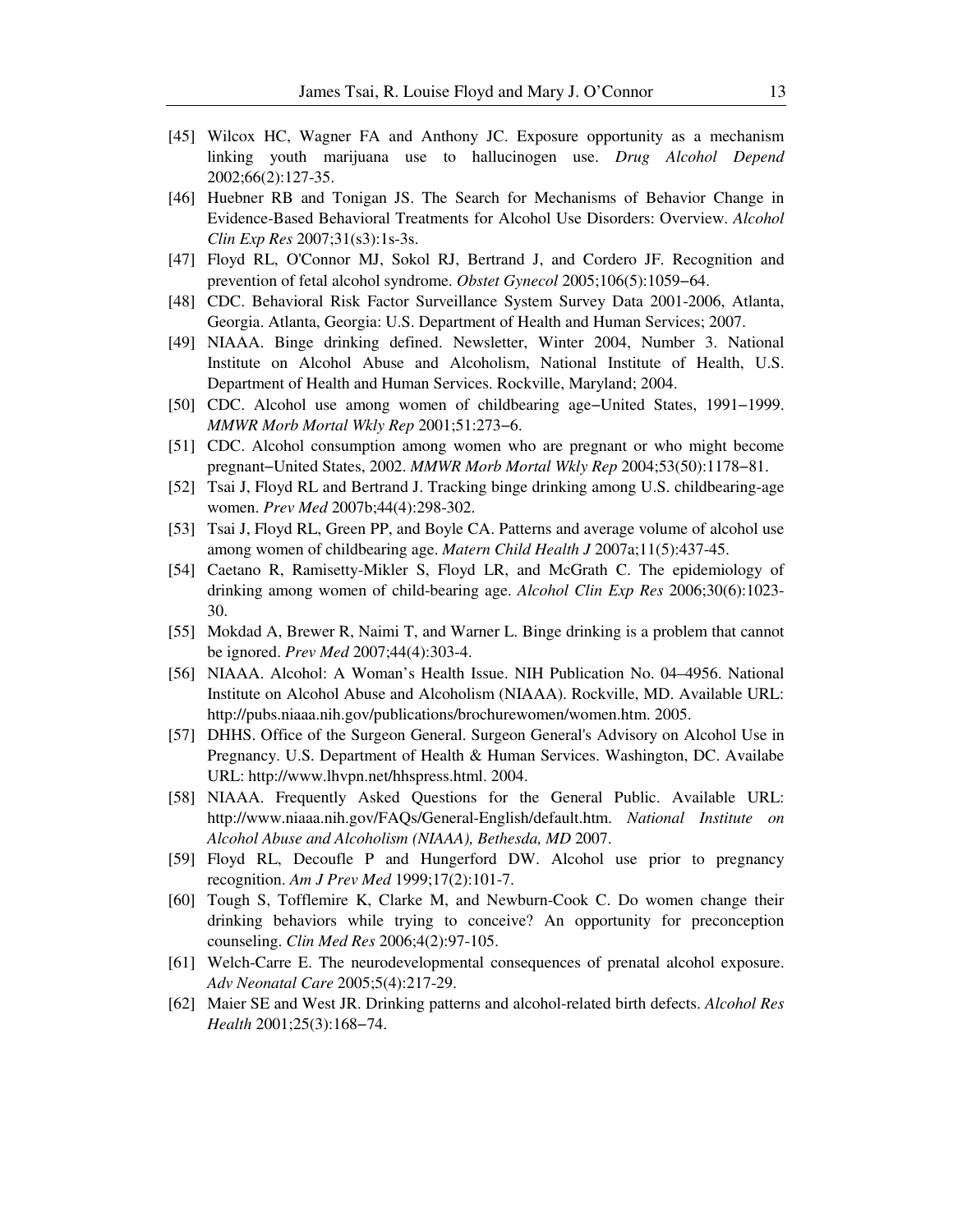[45] Wilcox HC, Wagner FA and Anthony JC. Exposure opportunity as a mechanism linking youth marijuana use to hallucinogen use. *Drug Alcohol Depend* 2002;66(2):127-35.

[46] Huebner RB and Tonigan JS. The Search for Mechanisms of Behavior Change in Evidence-Based Behavioral Treatments for Alcohol Use Disorders: Overview. *Alcohol Clin Exp Res* 2007;31(s3):1s-3s.

[47] Floyd RL, O'Connor MJ, Sokol RJ, Bertrand J, and Cordero JF. Recognition and prevention of fetal alcohol syndrome. *Obstet Gynecol* 2005;106(5):1059−64.

[48] CDC. Behavioral Risk Factor Surveillance System Survey Data 2001-2006, Atlanta, Georgia. Atlanta, Georgia: U.S. Department of Health and Human Services; 2007.

[49] NIAAA. Binge drinking defined. Newsletter, Winter 2004, Number 3. National Institute on Alcohol Abuse and Alcoholism, National Institute of Health, U.S. Department of Health and Human Services. Rockville, Maryland; 2004.

[50] CDC. Alcohol use among women of childbearing age−United States, 1991−1999. *MMWR Morb Mortal Wkly Rep* 2001;51:273−6.

[51] CDC. Alcohol consumption among women who are pregnant or who might become pregnant−United States, 2002. *MMWR Morb Mortal Wkly Rep* 2004;53(50):1178−81.

[52] Tsai J, Floyd RL and Bertrand J. Tracking binge drinking among U.S. childbearing-age women. *Prev Med* 2007b;44(4):298-302.

[53] Tsai J, Floyd RL, Green PP, and Boyle CA. Patterns and average volume of alcohol use among women of childbearing age. *Matern Child Health J* 2007a;11(5):437-45.

[54] Caetano R, Ramisetty-Mikler S, Floyd LR, and McGrath C. The epidemiology of drinking among women of child-bearing age. *Alcohol Clin Exp Res* 2006;30(6):1023-30.

[55] Mokdad A, Brewer R, Naimi T, and Warner L. Binge drinking is a problem that cannot be ignored. *Prev Med* 2007;44(4):303-4.

[56] NIAAA. Alcohol: A Woman's Health Issue. NIH Publication No. 04–4956. National Institute on Alcohol Abuse and Alcoholism (NIAAA). Rockville, MD. Available URL: http://pubs.niaaa.nih.gov/publications/brochurewomen/women.htm. 2005.

[57] DHHS. Office of the Surgeon General. Surgeon General's Advisory on Alcohol Use in Pregnancy. U.S. Department of Health & Human Services. Washington, DC. Availabe URL: http://www.lhvpn.net/hhspress.html. 2004.

[58] NIAAA. Frequently Asked Questions for the General Public. Available URL: http://www.niaaa.nih.gov/FAQs/General-English/default.htm. *National Institute on Alcohol Abuse and Alcoholism (NIAAA), Bethesda, MD* 2007.

[59] Floyd RL, Decoufle P and Hungerford DW. Alcohol use prior to pregnancy recognition. *Am J Prev Med* 1999;17(2):101-7.

[60] Tough S, Tofflemire K, Clarke M, and Newburn-Cook C. Do women change their drinking behaviors while trying to conceive? An opportunity for preconception counseling. *Clin Med Res* 2006;4(2):97-105.

[61] Welch-Carre E. The neurodevelopmental consequences of prenatal alcohol exposure. *Adv Neonatal Care* 2005;5(4):217-29.

[62] Maier SE and West JR. Drinking patterns and alcohol-related birth defects. *Alcohol Res Health* 2001;25(3):168−74.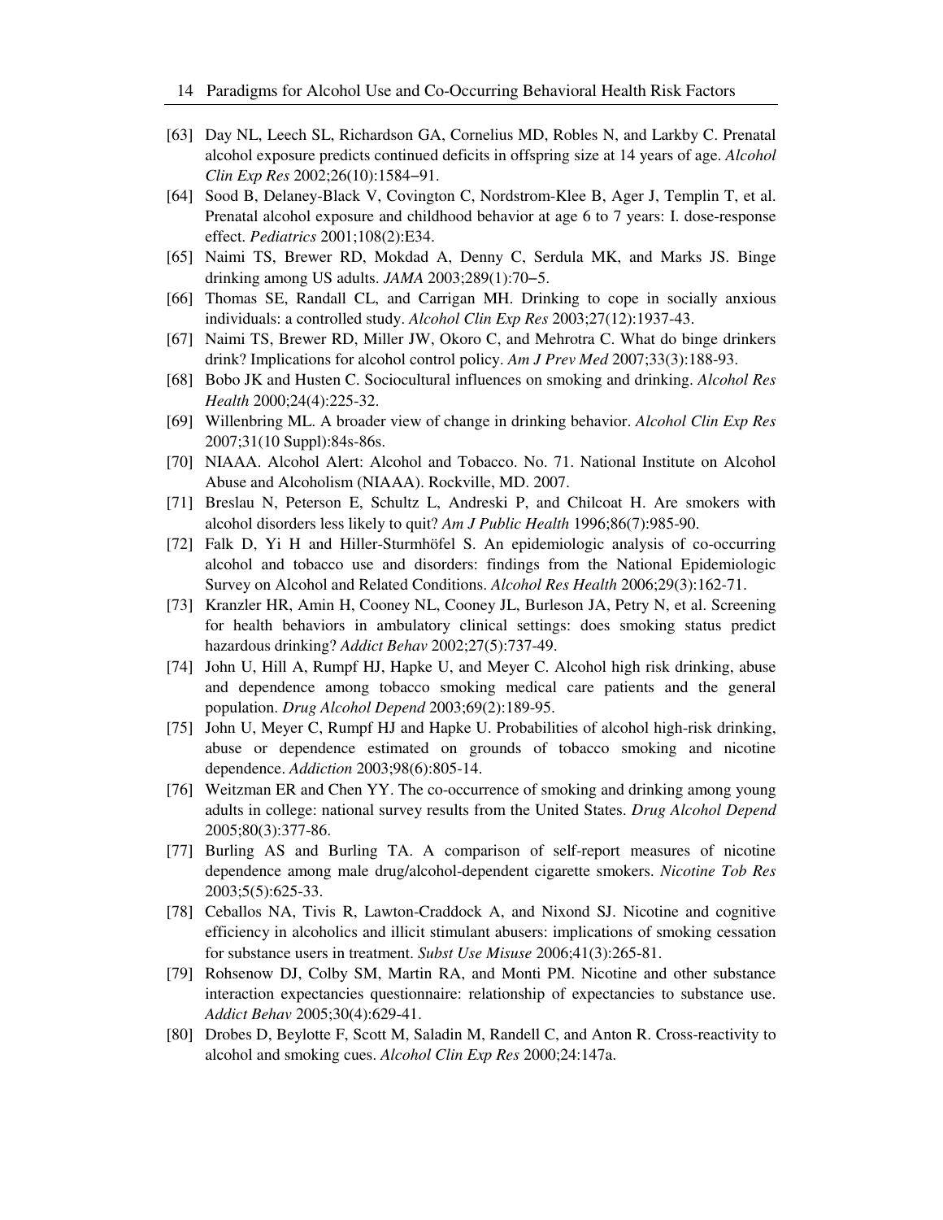[63] Day NL, Leech SL, Richardson GA, Cornelius MD, Robles N, and Larkby C. Prenatal alcohol exposure predicts continued deficits in offspring size at 14 years of age. *Alcohol Clin Exp Res* 2002;26(10):1584‒91.

[64] Sood B, Delaney-Black V, Covington C, Nordstrom-Klee B, Ager J, Templin T, et al. Prenatal alcohol exposure and childhood behavior at age 6 to 7 years: I. dose-response effect. *Pediatrics* 2001;108(2):E34.

[65] Naimi TS, Brewer RD, Mokdad A, Denny C, Serdula MK, and Marks JS. Binge drinking among US adults. *JAMA* 2003;289(1):70‒5.

[66] Thomas SE, Randall CL, and Carrigan MH. Drinking to cope in socially anxious individuals: a controlled study. *Alcohol Clin Exp Res* 2003;27(12):1937-43.

[67] Naimi TS, Brewer RD, Miller JW, Okoro C, and Mehrotra C. What do binge drinkers drink? Implications for alcohol control policy. *Am J Prev Med* 2007;33(3):188-93.

[68] Bobo JK and Husten C. Sociocultural influences on smoking and drinking. *Alcohol Res Health* 2000;24(4):225-32.

[69] Willenbring ML. A broader view of change in drinking behavior. *Alcohol Clin Exp Res* 2007;31(10 Suppl):84s-86s.

[70] NIAAA. Alcohol Alert: Alcohol and Tobacco. No. 71. National Institute on Alcohol Abuse and Alcoholism (NIAAA). Rockville, MD. 2007.

[71] Breslau N, Peterson E, Schultz L, Andreski P, and Chilcoat H. Are smokers with alcohol disorders less likely to quit? *Am J Public Health* 1996;86(7):985-90.

[72] Falk D, Yi H and Hiller-Sturmhöfel S. An epidemiologic analysis of co-occurring alcohol and tobacco use and disorders: findings from the National Epidemiologic Survey on Alcohol and Related Conditions. *Alcohol Res Health* 2006;29(3):162-71.

[73] Kranzler HR, Amin H, Cooney NL, Cooney JL, Burleson JA, Petry N, et al. Screening for health behaviors in ambulatory clinical settings: does smoking status predict hazardous drinking? *Addict Behav* 2002;27(5):737-49.

[74] John U, Hill A, Rumpf HJ, Hapke U, and Meyer C. Alcohol high risk drinking, abuse and dependence among tobacco smoking medical care patients and the general population. *Drug Alcohol Depend* 2003;69(2):189-95.

[75] John U, Meyer C, Rumpf HJ and Hapke U. Probabilities of alcohol high-risk drinking, abuse or dependence estimated on grounds of tobacco smoking and nicotine dependence. *Addiction* 2003;98(6):805-14.

[76] Weitzman ER and Chen YY. The co-occurrence of smoking and drinking among young adults in college: national survey results from the United States. *Drug Alcohol Depend* 2005;80(3):377-86.

[77] Burling AS and Burling TA. A comparison of self-report measures of nicotine dependence among male drug/alcohol-dependent cigarette smokers. *Nicotine Tob Res* 2003;5(5):625-33.

[78] Ceballos NA, Tivis R, Lawton-Craddock A, and Nixond SJ. Nicotine and cognitive efficiency in alcoholics and illicit stimulant abusers: implications of smoking cessation for substance users in treatment. *Subst Use Misuse* 2006;41(3):265-81.

[79] Rohsenow DJ, Colby SM, Martin RA, and Monti PM. Nicotine and other substance interaction expectancies questionnaire: relationship of expectancies to substance use. *Addict Behav* 2005;30(4):629-41.

[80] Drobes D, Beylotte F, Scott M, Saladin M, Randell C, and Anton R. Cross-reactivity to alcohol and smoking cues. *Alcohol Clin Exp Res* 2000;24:147a.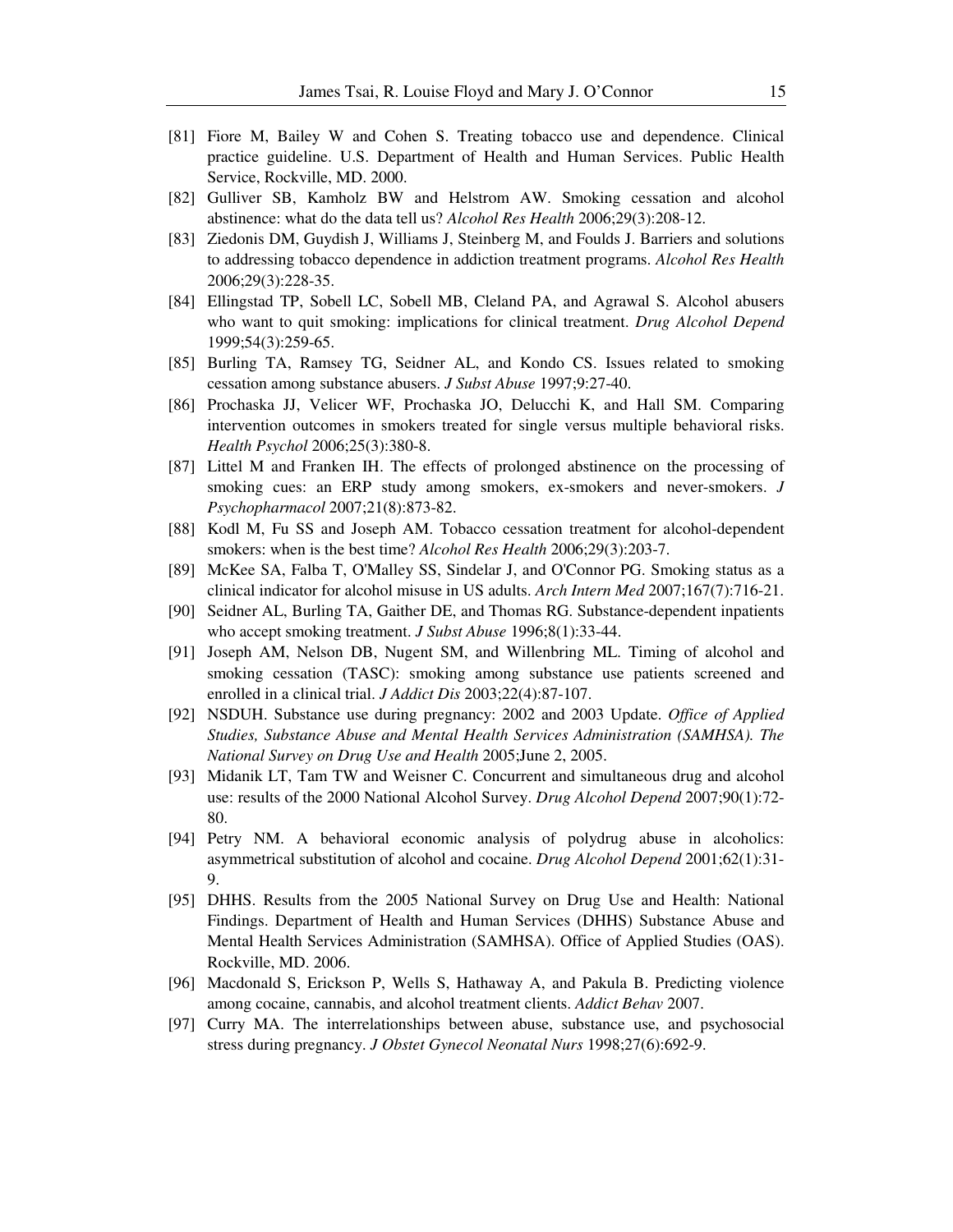[81] Fiore M, Bailey W and Cohen S. Treating tobacco use and dependence. Clinical practice guideline. U.S. Department of Health and Human Services. Public Health Service, Rockville, MD. 2000.

[82] Gulliver SB, Kamholz BW and Helstrom AW. Smoking cessation and alcohol abstinence: what do the data tell us? *Alcohol Res Health* 2006;29(3):208-12.

[83] Ziedonis DM, Guydish J, Williams J, Steinberg M, and Foulds J. Barriers and solutions to addressing tobacco dependence in addiction treatment programs. *Alcohol Res Health* 2006;29(3):228-35.

[84] Ellingstad TP, Sobell LC, Sobell MB, Cleland PA, and Agrawal S. Alcohol abusers who want to quit smoking: implications for clinical treatment. *Drug Alcohol Depend* 1999;54(3):259-65.

[85] Burling TA, Ramsey TG, Seidner AL, and Kondo CS. Issues related to smoking cessation among substance abusers. *J Subst Abuse* 1997;9:27-40.

[86] Prochaska JJ, Velicer WF, Prochaska JO, Delucchi K, and Hall SM. Comparing intervention outcomes in smokers treated for single versus multiple behavioral risks. *Health Psychol* 2006;25(3):380-8.

[87] Littel M and Franken IH. The effects of prolonged abstinence on the processing of smoking cues: an ERP study among smokers, ex-smokers and never-smokers. *J Psychopharmacol* 2007;21(8):873-82.

[88] Kodl M, Fu SS and Joseph AM. Tobacco cessation treatment for alcohol-dependent smokers: when is the best time? *Alcohol Res Health* 2006;29(3):203-7.

[89] McKee SA, Falba T, O'Malley SS, Sindelar J, and O'Connor PG. Smoking status as a clinical indicator for alcohol misuse in US adults. *Arch Intern Med* 2007;167(7):716-21.

[90] Seidner AL, Burling TA, Gaither DE, and Thomas RG. Substance-dependent inpatients who accept smoking treatment. *J Subst Abuse* 1996;8(1):33-44.

[91] Joseph AM, Nelson DB, Nugent SM, and Willenbring ML. Timing of alcohol and smoking cessation (TASC): smoking among substance use patients screened and enrolled in a clinical trial. *J Addict Dis* 2003;22(4):87-107.

[92] NSDUH. Substance use during pregnancy: 2002 and 2003 Update. *Office of Applied Studies, Substance Abuse and Mental Health Services Administration (SAMHSA). The National Survey on Drug Use and Health* 2005;June 2, 2005.

[93] Midanik LT, Tam TW and Weisner C. Concurrent and simultaneous drug and alcohol use: results of the 2000 National Alcohol Survey. *Drug Alcohol Depend* 2007;90(1):72-80.

[94] Petry NM. A behavioral economic analysis of polydrug abuse in alcoholics: asymmetrical substitution of alcohol and cocaine. *Drug Alcohol Depend* 2001;62(1):31-9.

[95] DHHS. Results from the 2005 National Survey on Drug Use and Health: National Findings. Department of Health and Human Services (DHHS) Substance Abuse and Mental Health Services Administration (SAMHSA). Office of Applied Studies (OAS). Rockville, MD. 2006.

[96] Macdonald S, Erickson P, Wells S, Hathaway A, and Pakula B. Predicting violence among cocaine, cannabis, and alcohol treatment clients. *Addict Behav* 2007.

[97] Curry MA. The interrelationships between abuse, substance use, and psychosocial stress during pregnancy. *J Obstet Gynecol Neonatal Nurs* 1998;27(6):692-9.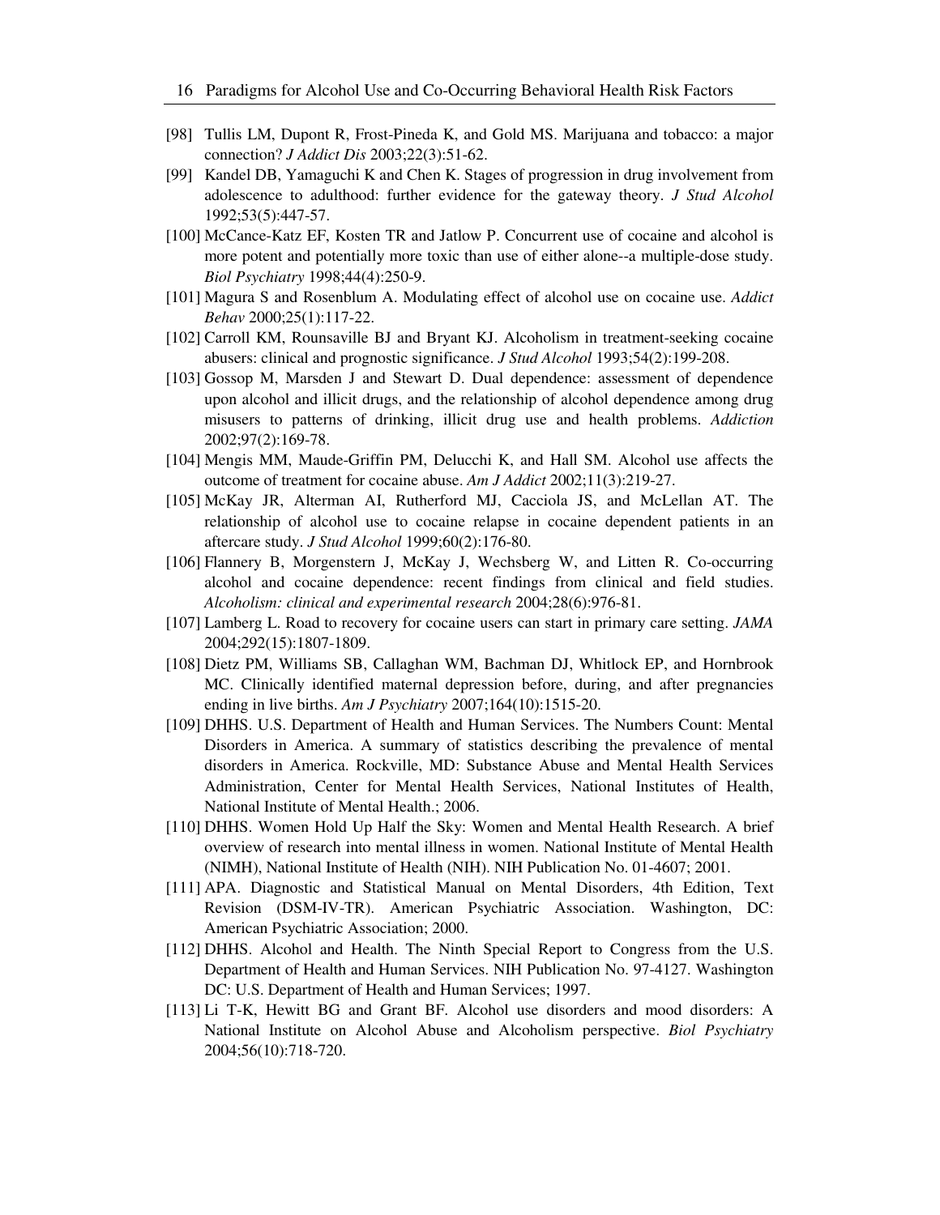[98] Tullis LM, Dupont R, Frost-Pineda K, and Gold MS. Marijuana and tobacco: a major connection? *J Addict Dis* 2003;22(3):51-62.

[99] Kandel DB, Yamaguchi K and Chen K. Stages of progression in drug involvement from adolescence to adulthood: further evidence for the gateway theory. *J Stud Alcohol* 1992;53(5):447-57.

[100] McCance-Katz EF, Kosten TR and Jatlow P. Concurrent use of cocaine and alcohol is more potent and potentially more toxic than use of either alone--a multiple-dose study. *Biol Psychiatry* 1998;44(4):250-9.

[101] Magura S and Rosenblum A. Modulating effect of alcohol use on cocaine use. *Addict Behav* 2000;25(1):117-22.

[102] Carroll KM, Rounsaville BJ and Bryant KJ. Alcoholism in treatment-seeking cocaine abusers: clinical and prognostic significance. *J Stud Alcohol* 1993;54(2):199-208.

[103] Gossop M, Marsden J and Stewart D. Dual dependence: assessment of dependence upon alcohol and illicit drugs, and the relationship of alcohol dependence among drug misusers to patterns of drinking, illicit drug use and health problems. *Addiction* 2002;97(2):169-78.

[104] Mengis MM, Maude-Griffin PM, Delucchi K, and Hall SM. Alcohol use affects the outcome of treatment for cocaine abuse. *Am J Addict* 2002;11(3):219-27.

[105] McKay JR, Alterman AI, Rutherford MJ, Cacciola JS, and McLellan AT. The relationship of alcohol use to cocaine relapse in cocaine dependent patients in an aftercare study. *J Stud Alcohol* 1999;60(2):176-80.

[106] Flannery B, Morgenstern J, McKay J, Wechsberg W, and Litten R. Co-occurring alcohol and cocaine dependence: recent findings from clinical and field studies. *Alcoholism: clinical and experimental research* 2004;28(6):976-81.

[107] Lamberg L. Road to recovery for cocaine users can start in primary care setting. *JAMA* 2004;292(15):1807-1809.

[108] Dietz PM, Williams SB, Callaghan WM, Bachman DJ, Whitlock EP, and Hornbrook MC. Clinically identified maternal depression before, during, and after pregnancies ending in live births. *Am J Psychiatry* 2007;164(10):1515-20.

[109] DHHS. U.S. Department of Health and Human Services. The Numbers Count: Mental Disorders in America. A summary of statistics describing the prevalence of mental disorders in America. Rockville, MD: Substance Abuse and Mental Health Services Administration, Center for Mental Health Services, National Institutes of Health, National Institute of Mental Health.; 2006.

[110] DHHS. Women Hold Up Half the Sky: Women and Mental Health Research. A brief overview of research into mental illness in women. National Institute of Mental Health (NIMH), National Institute of Health (NIH). NIH Publication No. 01-4607; 2001.

[111] APA. Diagnostic and Statistical Manual on Mental Disorders, 4th Edition, Text Revision (DSM-IV-TR). American Psychiatric Association. Washington, DC: American Psychiatric Association; 2000.

[112] DHHS. Alcohol and Health. The Ninth Special Report to Congress from the U.S. Department of Health and Human Services. NIH Publication No. 97-4127. Washington DC: U.S. Department of Health and Human Services; 1997.

[113] Li T-K, Hewitt BG and Grant BF. Alcohol use disorders and mood disorders: A National Institute on Alcohol Abuse and Alcoholism perspective. *Biol Psychiatry* 2004;56(10):718-720.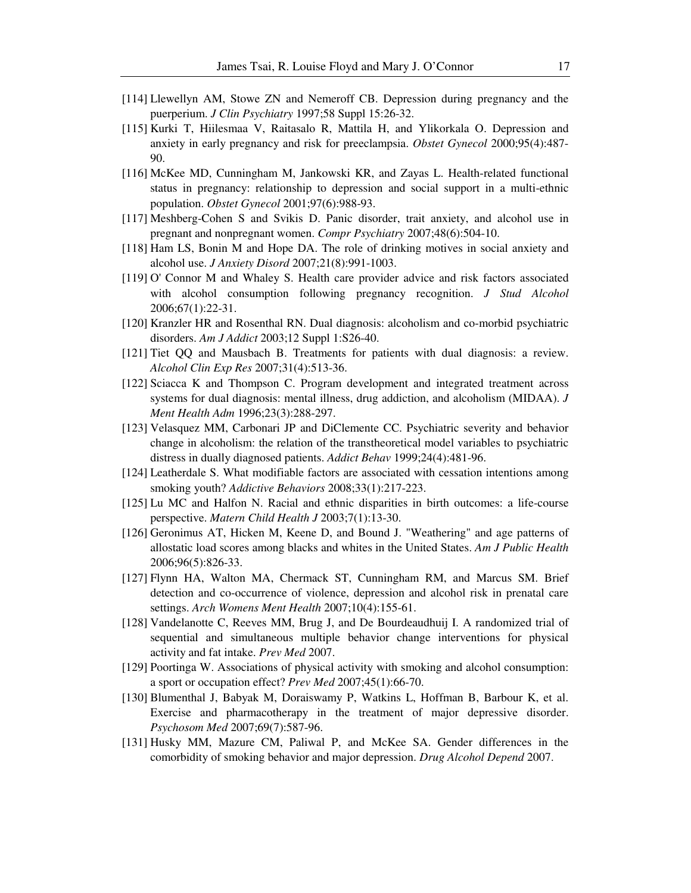[114] Llewellyn AM, Stowe ZN and Nemeroff CB. Depression during pregnancy and the puerperium. *J Clin Psychiatry* 1997;58 Suppl 15:26-32.

[115] Kurki T, Hiilesmaa V, Raitasalo R, Mattila H, and Ylikorkala O. Depression and anxiety in early pregnancy and risk for preeclampsia. *Obstet Gynecol* 2000;95(4):487-90.

[116] McKee MD, Cunningham M, Jankowski KR, and Zayas L. Health-related functional status in pregnancy: relationship to depression and social support in a multi-ethnic population. *Obstet Gynecol* 2001;97(6):988-93.

[117] Meshberg-Cohen S and Svikis D. Panic disorder, trait anxiety, and alcohol use in pregnant and nonpregnant women. *Compr Psychiatry* 2007;48(6):504-10.

[118] Ham LS, Bonin M and Hope DA. The role of drinking motives in social anxiety and alcohol use. *J Anxiety Disord* 2007;21(8):991-1003.

[119] O' Connor M and Whaley S. Health care provider advice and risk factors associated with alcohol consumption following pregnancy recognition. *J Stud Alcohol* 2006;67(1):22-31.

[120] Kranzler HR and Rosenthal RN. Dual diagnosis: alcoholism and co-morbid psychiatric disorders. *Am J Addict* 2003;12 Suppl 1:S26-40.

[121] Tiet QQ and Mausbach B. Treatments for patients with dual diagnosis: a review. *Alcohol Clin Exp Res* 2007;31(4):513-36.

[122] Sciacca K and Thompson C. Program development and integrated treatment across systems for dual diagnosis: mental illness, drug addiction, and alcoholism (MIDAA). *J Ment Health Adm* 1996;23(3):288-297.

[123] Velasquez MM, Carbonari JP and DiClemente CC. Psychiatric severity and behavior change in alcoholism: the relation of the transtheoretical model variables to psychiatric distress in dually diagnosed patients. *Addict Behav* 1999;24(4):481-96.

[124] Leatherdale S. What modifiable factors are associated with cessation intentions among smoking youth? *Addictive Behaviors* 2008;33(1):217-223.

[125] Lu MC and Halfon N. Racial and ethnic disparities in birth outcomes: a life-course perspective. *Matern Child Health J* 2003;7(1):13-30.

[126] Geronimus AT, Hicken M, Keene D, and Bound J. "Weathering" and age patterns of allostatic load scores among blacks and whites in the United States. *Am J Public Health* 2006;96(5):826-33.

[127] Flynn HA, Walton MA, Chermack ST, Cunningham RM, and Marcus SM. Brief detection and co-occurrence of violence, depression and alcohol risk in prenatal care settings. *Arch Womens Ment Health* 2007;10(4):155-61.

[128] Vandelanotte C, Reeves MM, Brug J, and De Bourdeaudhuij I. A randomized trial of sequential and simultaneous multiple behavior change interventions for physical activity and fat intake. *Prev Med* 2007.

[129] Poortinga W. Associations of physical activity with smoking and alcohol consumption: a sport or occupation effect? *Prev Med* 2007;45(1):66-70.

[130] Blumenthal J, Babyak M, Doraiswamy P, Watkins L, Hoffman B, Barbour K, et al. Exercise and pharmacotherapy in the treatment of major depressive disorder. *Psychosom Med* 2007;69(7):587-96.

[131] Husky MM, Mazure CM, Paliwal P, and McKee SA. Gender differences in the comorbidity of smoking behavior and major depression. *Drug Alcohol Depend* 2007.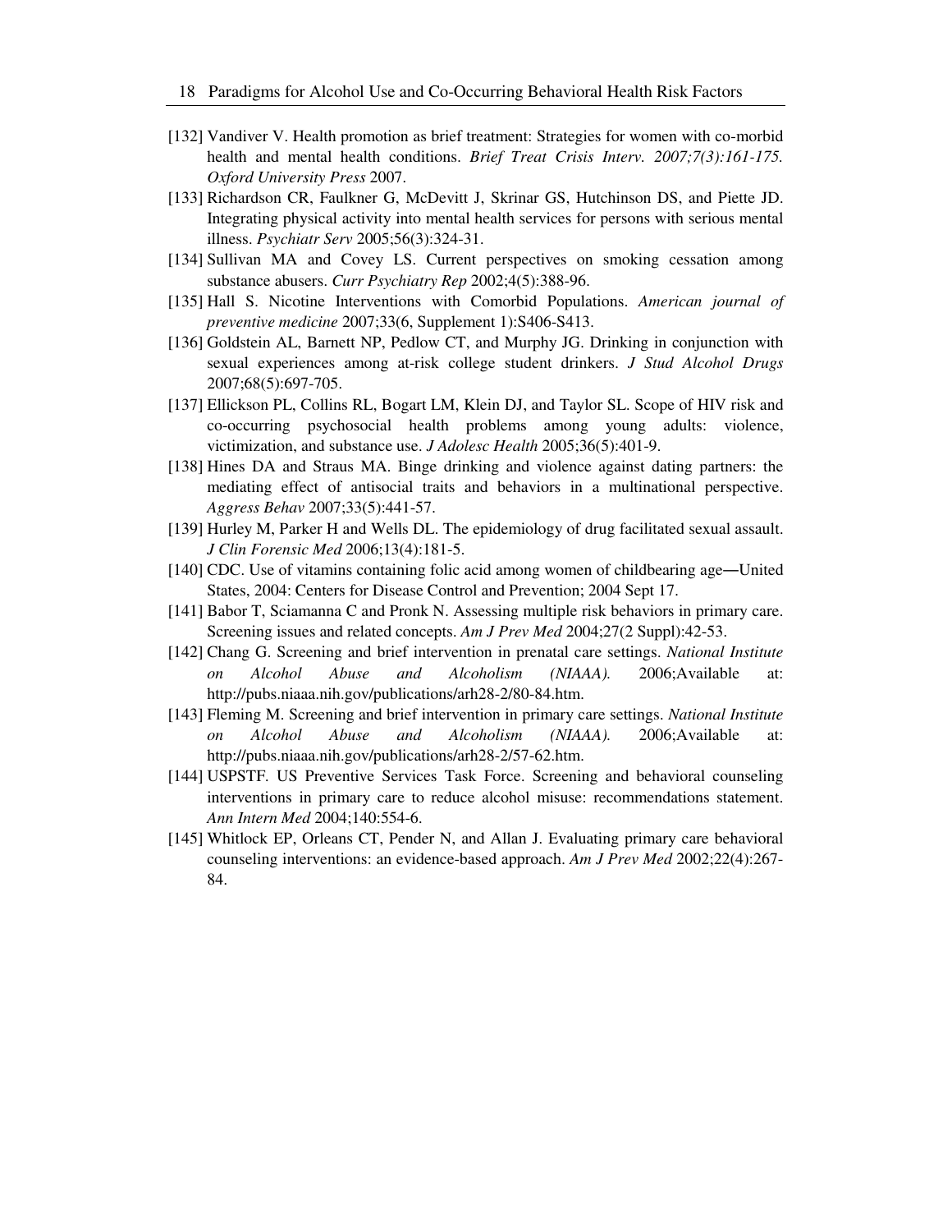[132] Vandiver V. Health promotion as brief treatment: Strategies for women with co-morbid health and mental health conditions. *Brief Treat Crisis Interv. 2007;7(3):161-175. Oxford University Press* 2007.

[133] Richardson CR, Faulkner G, McDevitt J, Skrinar GS, Hutchinson DS, and Piette JD. Integrating physical activity into mental health services for persons with serious mental illness. *Psychiatr Serv* 2005;56(3):324-31.

[134] Sullivan MA and Covey LS. Current perspectives on smoking cessation among substance abusers. *Curr Psychiatry Rep* 2002;4(5):388-96.

[135] Hall S. Nicotine Interventions with Comorbid Populations. *American journal of preventive medicine* 2007;33(6, Supplement 1):S406-S413.

[136] Goldstein AL, Barnett NP, Pedlow CT, and Murphy JG. Drinking in conjunction with sexual experiences among at-risk college student drinkers. *J Stud Alcohol Drugs* 2007;68(5):697-705.

[137] Ellickson PL, Collins RL, Bogart LM, Klein DJ, and Taylor SL. Scope of HIV risk and co-occurring psychosocial health problems among young adults: violence, victimization, and substance use. *J Adolesc Health* 2005;36(5):401-9.

[138] Hines DA and Straus MA. Binge drinking and violence against dating partners: the mediating effect of antisocial traits and behaviors in a multinational perspective. *Aggress Behav* 2007;33(5):441-57.

[139] Hurley M, Parker H and Wells DL. The epidemiology of drug facilitated sexual assault. *J Clin Forensic Med* 2006;13(4):181-5.

[140] CDC. Use of vitamins containing folic acid among women of childbearing age―United States, 2004: Centers for Disease Control and Prevention; 2004 Sept 17.

[141] Babor T, Sciamanna C and Pronk N. Assessing multiple risk behaviors in primary care. Screening issues and related concepts. *Am J Prev Med* 2004;27(2 Suppl):42-53.

[142] Chang G. Screening and brief intervention in prenatal care settings. *National Institute on Alcohol Abuse and Alcoholism (NIAAA).* 2006;Available at: http://pubs.niaaa.nih.gov/publications/arh28-2/80-84.htm.

[143] Fleming M. Screening and brief intervention in primary care settings. *National Institute on Alcohol Abuse and Alcoholism (NIAAA).* 2006;Available at: http://pubs.niaaa.nih.gov/publications/arh28-2/57-62.htm.

[144] USPSTF. US Preventive Services Task Force. Screening and behavioral counseling interventions in primary care to reduce alcohol misuse: recommendations statement. *Ann Intern Med* 2004;140:554-6.

[145] Whitlock EP, Orleans CT, Pender N, and Allan J. Evaluating primary care behavioral counseling interventions: an evidence-based approach. *Am J Prev Med* 2002;22(4):267-84.